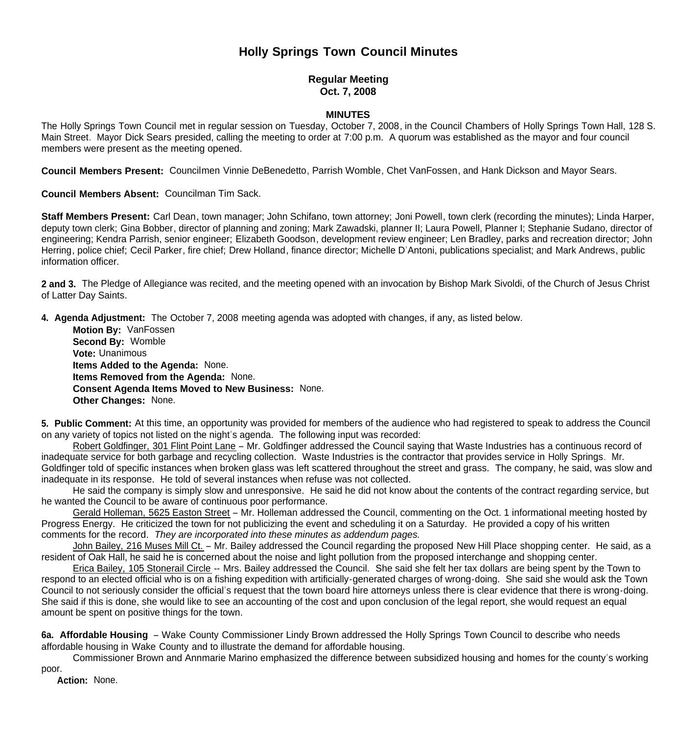# Holly Springs Town Council Minutes

**Regular Meeting**
**Oct. 7, 2008**

**MINUTES**

The Holly Springs Town Council met in regular session on Tuesday, October 7, 2008, in the Council Chambers of Holly Springs Town Hall, 128 S. Main Street. Mayor Dick Sears presided, calling the meeting to order at 7:00 p.m. A quorum was established as the mayor and four council members were present as the meeting opened.

**Council Members Present:** Councilmen Vinnie DeBenedetto, Parrish Womble, Chet VanFossen, and Hank Dickson and Mayor Sears.

**Council Members Absent:** Councilman Tim Sack.

**Staff Members Present:** Carl Dean, town manager; John Schifano, town attorney; Joni Powell, town clerk (recording the minutes); Linda Harper, deputy town clerk; Gina Bobber, director of planning and zoning; Mark Zawadski, planner II; Laura Powell, Planner I; Stephanie Sudano, director of engineering; Kendra Parrish, senior engineer; Elizabeth Goodson, development review engineer; Len Bradley, parks and recreation director; John Herring, police chief; Cecil Parker, fire chief; Drew Holland, finance director; Michelle D'Antoni, publications specialist; and Mark Andrews, public information officer.

**2 and 3.** The Pledge of Allegiance was recited, and the meeting opened with an invocation by Bishop Mark Sivoldi, of the Church of Jesus Christ of Latter Day Saints.

**4. Agenda Adjustment:** The October 7, 2008 meeting agenda was adopted with changes, if any, as listed below.

**Motion By:** VanFossen
**Second By:** Womble
**Vote:** Unanimous
**Items Added to the Agenda:** None.
**Items Removed from the Agenda:** None.
**Consent Agenda Items Moved to New Business:** None.
**Other Changes:** None.

**5. Public Comment:** At this time, an opportunity was provided for members of the audience who had registered to speak to address the Council on any variety of topics not listed on the night's agenda. The following input was recorded:

Robert Goldfinger, 301 Flint Point Lane – Mr. Goldfinger addressed the Council saying that Waste Industries has a continuous record of inadequate service for both garbage and recycling collection. Waste Industries is the contractor that provides service in Holly Springs. Mr. Goldfinger told of specific instances when broken glass was left scattered throughout the street and grass. The company, he said, was slow and inadequate in its response. He told of several instances when refuse was not collected.

He said the company is simply slow and unresponsive. He said he did not know about the contents of the contract regarding service, but he wanted the Council to be aware of continuous poor performance.

Gerald Holleman, 5625 Easton Street – Mr. Holleman addressed the Council, commenting on the Oct. 1 informational meeting hosted by Progress Energy. He criticized the town for not publicizing the event and scheduling it on a Saturday. He provided a copy of his written comments for the record. *They are incorporated into these minutes as addendum pages.*

John Bailey, 216 Muses Mill Ct. – Mr. Bailey addressed the Council regarding the proposed New Hill Place shopping center. He said, as a resident of Oak Hall, he said he is concerned about the noise and light pollution from the proposed interchange and shopping center.

Erica Bailey, 105 Stonerail Circle -- Mrs. Bailey addressed the Council. She said she felt her tax dollars are being spent by the Town to respond to an elected official who is on a fishing expedition with artificially-generated charges of wrong-doing. She said she would ask the Town Council to not seriously consider the official's request that the town board hire attorneys unless there is clear evidence that there is wrong-doing. She said if this is done, she would like to see an accounting of the cost and upon conclusion of the legal report, she would request an equal amount be spent on positive things for the town.

**6a. Affordable Housing** – Wake County Commissioner Lindy Brown addressed the Holly Springs Town Council to describe who needs affordable housing in Wake County and to illustrate the demand for affordable housing.

Commissioner Brown and Annmarie Marino emphasized the difference between subsidized housing and homes for the county's working poor.

**Action:** None.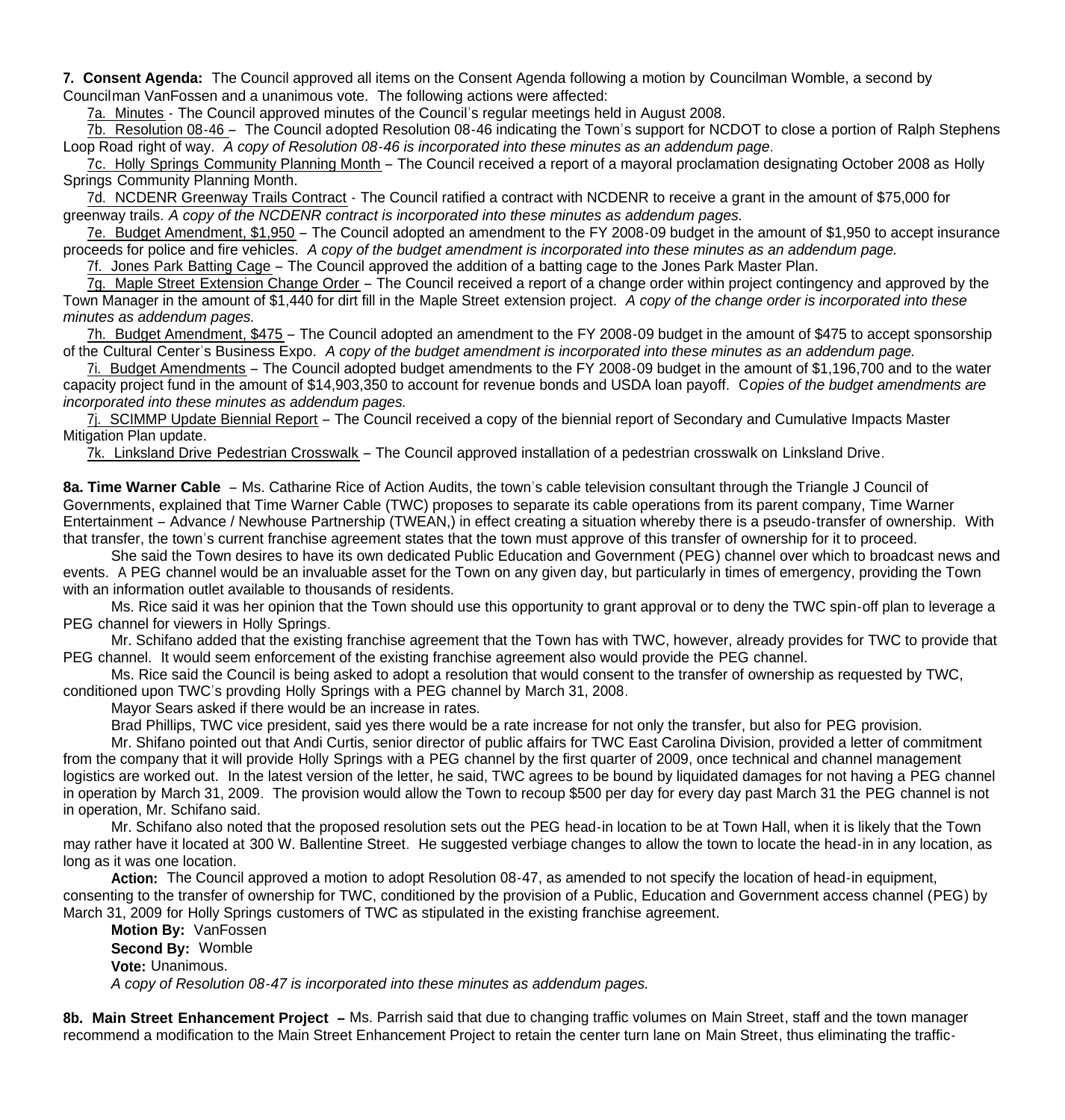**7. Consent Agenda:** The Council approved all items on the Consent Agenda following a motion by Councilman Womble, a second by Councilman VanFossen and a unanimous vote. The following actions were affected:

7a. Minutes - The Council approved minutes of the Council's regular meetings held in August 2008.

7b. Resolution 08-46 – The Council adopted Resolution 08-46 indicating the Town's support for NCDOT to close a portion of Ralph Stephens Loop Road right of way. *A copy of Resolution 08-46 is incorporated into these minutes as an addendum page.*

7c. Holly Springs Community Planning Month – The Council received a report of a mayoral proclamation designating October 2008 as Holly Springs Community Planning Month.

7d. NCDENR Greenway Trails Contract - The Council ratified a contract with NCDENR to receive a grant in the amount of $75,000 for greenway trails. *A copy of the NCDENR contract is incorporated into these minutes as addendum pages.*

7e. Budget Amendment, $1,950 – The Council adopted an amendment to the FY 2008-09 budget in the amount of $1,950 to accept insurance proceeds for police and fire vehicles. *A copy of the budget amendment is incorporated into these minutes as an addendum page.*

7f. Jones Park Batting Cage – The Council approved the addition of a batting cage to the Jones Park Master Plan.

7g. Maple Street Extension Change Order – The Council received a report of a change order within project contingency and approved by the Town Manager in the amount of $1,440 for dirt fill in the Maple Street extension project. *A copy of the change order is incorporated into these minutes as addendum pages.*

7h. Budget Amendment, $475 – The Council adopted an amendment to the FY 2008-09 budget in the amount of $475 to accept sponsorship of the Cultural Center's Business Expo. *A copy of the budget amendment is incorporated into these minutes as an addendum page.*

7i. Budget Amendments – The Council adopted budget amendments to the FY 2008-09 budget in the amount of $1,196,700 and to the water capacity project fund in the amount of $14,903,350 to account for revenue bonds and USDA loan payoff. C*opies of the budget amendments are incorporated into these minutes as addendum pages.*

7j. SCIMMP Update Biennial Report – The Council received a copy of the biennial report of Secondary and Cumulative Impacts Master Mitigation Plan update.

7k. Linksland Drive Pedestrian Crosswalk – The Council approved installation of a pedestrian crosswalk on Linksland Drive.

**8a. Time Warner Cable** – Ms. Catharine Rice of Action Audits, the town's cable television consultant through the Triangle J Council of Governments, explained that Time Warner Cable (TWC) proposes to separate its cable operations from its parent company, Time Warner Entertainment – Advance / Newhouse Partnership (TWEAN,) in effect creating a situation whereby there is a pseudo-transfer of ownership. With that transfer, the town's current franchise agreement states that the town must approve of this transfer of ownership for it to proceed.

She said the Town desires to have its own dedicated Public Education and Government (PEG) channel over which to broadcast news and events. A PEG channel would be an invaluable asset for the Town on any given day, but particularly in times of emergency, providing the Town with an information outlet available to thousands of residents.

Ms. Rice said it was her opinion that the Town should use this opportunity to grant approval or to deny the TWC spin-off plan to leverage a PEG channel for viewers in Holly Springs.

Mr. Schifano added that the existing franchise agreement that the Town has with TWC, however, already provides for TWC to provide that PEG channel. It would seem enforcement of the existing franchise agreement also would provide the PEG channel.

Ms. Rice said the Council is being asked to adopt a resolution that would consent to the transfer of ownership as requested by TWC, conditioned upon TWC's provding Holly Springs with a PEG channel by March 31, 2008.

Mayor Sears asked if there would be an increase in rates.

Brad Phillips, TWC vice president, said yes there would be a rate increase for not only the transfer, but also for PEG provision.

Mr. Shifano pointed out that Andi Curtis, senior director of public affairs for TWC East Carolina Division, provided a letter of commitment from the company that it will provide Holly Springs with a PEG channel by the first quarter of 2009, once technical and channel management logistics are worked out. In the latest version of the letter, he said, TWC agrees to be bound by liquidated damages for not having a PEG channel in operation by March 31, 2009. The provision would allow the Town to recoup $500 per day for every day past March 31 the PEG channel is not in operation, Mr. Schifano said.

Mr. Schifano also noted that the proposed resolution sets out the PEG head-in location to be at Town Hall, when it is likely that the Town may rather have it located at 300 W. Ballentine Street. He suggested verbiage changes to allow the town to locate the head-in in any location, as long as it was one location.

**Action:** The Council approved a motion to adopt Resolution 08-47, as amended to not specify the location of head-in equipment, consenting to the transfer of ownership for TWC, conditioned by the provision of a Public, Education and Government access channel (PEG) by March 31, 2009 for Holly Springs customers of TWC as stipulated in the existing franchise agreement.

**Motion By:** VanFossen
**Second By:** Womble
**Vote:** Unanimous.
*A copy of Resolution 08-47 is incorporated into these minutes as addendum pages.*

**8b. Main Street Enhancement Project –** Ms. Parrish said that due to changing traffic volumes on Main Street, staff and the town manager recommend a modification to the Main Street Enhancement Project to retain the center turn lane on Main Street, thus eliminating the traffic-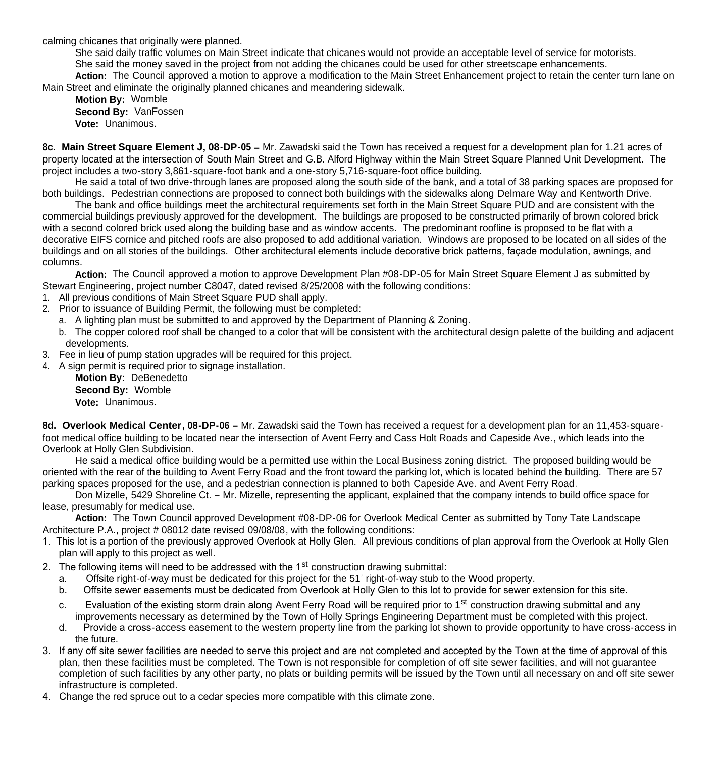calming chicanes that originally were planned.

She said daily traffic volumes on Main Street indicate that chicanes would not provide an acceptable level of service for motorists.

She said the money saved in the project from not adding the chicanes could be used for other streetscape enhancements.

**Action:** The Council approved a motion to approve a modification to the Main Street Enhancement project to retain the center turn lane on Main Street and eliminate the originally planned chicanes and meandering sidewalk.

**Motion By:** Womble
**Second By:** VanFossen
**Vote:** Unanimous.

**8c. Main Street Square Element J, 08-DP-05 –** Mr. Zawadski said the Town has received a request for a development plan for 1.21 acres of property located at the intersection of South Main Street and G.B. Alford Highway within the Main Street Square Planned Unit Development. The project includes a two-story 3,861-square-foot bank and a one-story 5,716-square-foot office building.

He said a total of two drive-through lanes are proposed along the south side of the bank, and a total of 38 parking spaces are proposed for both buildings. Pedestrian connections are proposed to connect both buildings with the sidewalks along Delmare Way and Kentworth Drive.

The bank and office buildings meet the architectural requirements set forth in the Main Street Square PUD and are consistent with the commercial buildings previously approved for the development. The buildings are proposed to be constructed primarily of brown colored brick with a second colored brick used along the building base and as window accents. The predominant roofline is proposed to be flat with a decorative EIFS cornice and pitched roofs are also proposed to add additional variation. Windows are proposed to be located on all sides of the buildings and on all stories of the buildings. Other architectural elements include decorative brick patterns, façade modulation, awnings, and columns.

**Action:** The Council approved a motion to approve Development Plan #08-DP-05 for Main Street Square Element J as submitted by Stewart Engineering, project number C8047, dated revised 8/25/2008 with the following conditions:

1. All previous conditions of Main Street Square PUD shall apply.
2. Prior to issuance of Building Permit, the following must be completed:
   a. A lighting plan must be submitted to and approved by the Department of Planning & Zoning.
   b. The copper colored roof shall be changed to a color that will be consistent with the architectural design palette of the building and adjacent developments.
3. Fee in lieu of pump station upgrades will be required for this project.
4. A sign permit is required prior to signage installation.

**Motion By:** DeBenedetto
**Second By:** Womble
**Vote:** Unanimous.

**8d. Overlook Medical Center, 08-DP-06 –** Mr. Zawadski said the Town has received a request for a development plan for an 11,453-square-foot medical office building to be located near the intersection of Avent Ferry and Cass Holt Roads and Capeside Ave., which leads into the Overlook at Holly Glen Subdivision.

He said a medical office building would be a permitted use within the Local Business zoning district. The proposed building would be oriented with the rear of the building to Avent Ferry Road and the front toward the parking lot, which is located behind the building. There are 57 parking spaces proposed for the use, and a pedestrian connection is planned to both Capeside Ave. and Avent Ferry Road.

Don Mizelle, 5429 Shoreline Ct. – Mr. Mizelle, representing the applicant, explained that the company intends to build office space for lease, presumably for medical use.

**Action:** The Town Council approved Development #08-DP-06 for Overlook Medical Center as submitted by Tony Tate Landscape Architecture P.A., project # 08012 date revised 09/08/08, with the following conditions:

1. This lot is a portion of the previously approved Overlook at Holly Glen. All previous conditions of plan approval from the Overlook at Holly Glen plan will apply to this project as well.
2. The following items will need to be addressed with the 1st construction drawing submittal:
   a. Offsite right-of-way must be dedicated for this project for the 51' right-of-way stub to the Wood property.
   b. Offsite sewer easements must be dedicated from Overlook at Holly Glen to this lot to provide for sewer extension for this site.
   c. Evaluation of the existing storm drain along Avent Ferry Road will be required prior to 1st construction drawing submittal and any improvements necessary as determined by the Town of Holly Springs Engineering Department must be completed with this project.
   d. Provide a cross-access easement to the western property line from the parking lot shown to provide opportunity to have cross-access in the future.
3. If any off site sewer facilities are needed to serve this project and are not completed and accepted by the Town at the time of approval of this plan, then these facilities must be completed. The Town is not responsible for completion of off site sewer facilities, and will not guarantee completion of such facilities by any other party, no plats or building permits will be issued by the Town until all necessary on and off site sewer infrastructure is completed.
4. Change the red spruce out to a cedar species more compatible with this climate zone.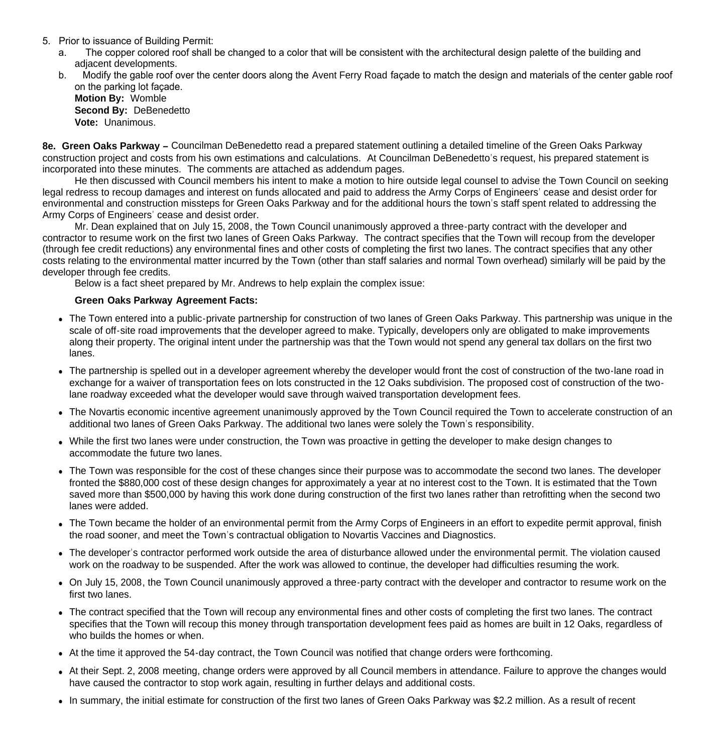5. Prior to issuance of Building Permit:
   a. The copper colored roof shall be changed to a color that will be consistent with the architectural design palette of the building and adjacent developments.
   b. Modify the gable roof over the center doors along the Avent Ferry Road façade to match the design and materials of the center gable roof on the parking lot façade.

   **Motion By:** Womble
   **Second By:** DeBenedetto
   **Vote:** Unanimous.

**8e. Green Oaks Parkway –** Councilman DeBenedetto read a prepared statement outlining a detailed timeline of the Green Oaks Parkway construction project and costs from his own estimations and calculations. At Councilman DeBenedetto's request, his prepared statement is incorporated into these minutes. The comments are attached as addendum pages.

He then discussed with Council members his intent to make a motion to hire outside legal counsel to advise the Town Council on seeking legal redress to recoup damages and interest on funds allocated and paid to address the Army Corps of Engineers' cease and desist order for environmental and construction missteps for Green Oaks Parkway and for the additional hours the town's staff spent related to addressing the Army Corps of Engineers' cease and desist order.

Mr. Dean explained that on July 15, 2008, the Town Council unanimously approved a three-party contract with the developer and contractor to resume work on the first two lanes of Green Oaks Parkway. The contract specifies that the Town will recoup from the developer (through fee credit reductions) any environmental fines and other costs of completing the first two lanes. The contract specifies that any other costs relating to the environmental matter incurred by the Town (other than staff salaries and normal Town overhead) similarly will be paid by the developer through fee credits.

Below is a fact sheet prepared by Mr. Andrews to help explain the complex issue:

**Green Oaks Parkway Agreement Facts:**

- The Town entered into a public-private partnership for construction of two lanes of Green Oaks Parkway. This partnership was unique in the scale of off-site road improvements that the developer agreed to make. Typically, developers only are obligated to make improvements along their property. The original intent under the partnership was that the Town would not spend any general tax dollars on the first two lanes.
- The partnership is spelled out in a developer agreement whereby the developer would front the cost of construction of the two-lane road in exchange for a waiver of transportation fees on lots constructed in the 12 Oaks subdivision. The proposed cost of construction of the two-lane roadway exceeded what the developer would save through waived transportation development fees.
- The Novartis economic incentive agreement unanimously approved by the Town Council required the Town to accelerate construction of an additional two lanes of Green Oaks Parkway. The additional two lanes were solely the Town's responsibility.
- While the first two lanes were under construction, the Town was proactive in getting the developer to make design changes to accommodate the future two lanes.
- The Town was responsible for the cost of these changes since their purpose was to accommodate the second two lanes. The developer fronted the $880,000 cost of these design changes for approximately a year at no interest cost to the Town. It is estimated that the Town saved more than $500,000 by having this work done during construction of the first two lanes rather than retrofitting when the second two lanes were added.
- The Town became the holder of an environmental permit from the Army Corps of Engineers in an effort to expedite permit approval, finish the road sooner, and meet the Town's contractual obligation to Novartis Vaccines and Diagnostics.
- The developer's contractor performed work outside the area of disturbance allowed under the environmental permit. The violation caused work on the roadway to be suspended. After the work was allowed to continue, the developer had difficulties resuming the work.
- On July 15, 2008, the Town Council unanimously approved a three-party contract with the developer and contractor to resume work on the first two lanes.
- The contract specified that the Town will recoup any environmental fines and other costs of completing the first two lanes. The contract specifies that the Town will recoup this money through transportation development fees paid as homes are built in 12 Oaks, regardless of who builds the homes or when.
- At the time it approved the 54-day contract, the Town Council was notified that change orders were forthcoming.
- At their Sept. 2, 2008 meeting, change orders were approved by all Council members in attendance. Failure to approve the changes would have caused the contractor to stop work again, resulting in further delays and additional costs.
- In summary, the initial estimate for construction of the first two lanes of Green Oaks Parkway was $2.2 million. As a result of recent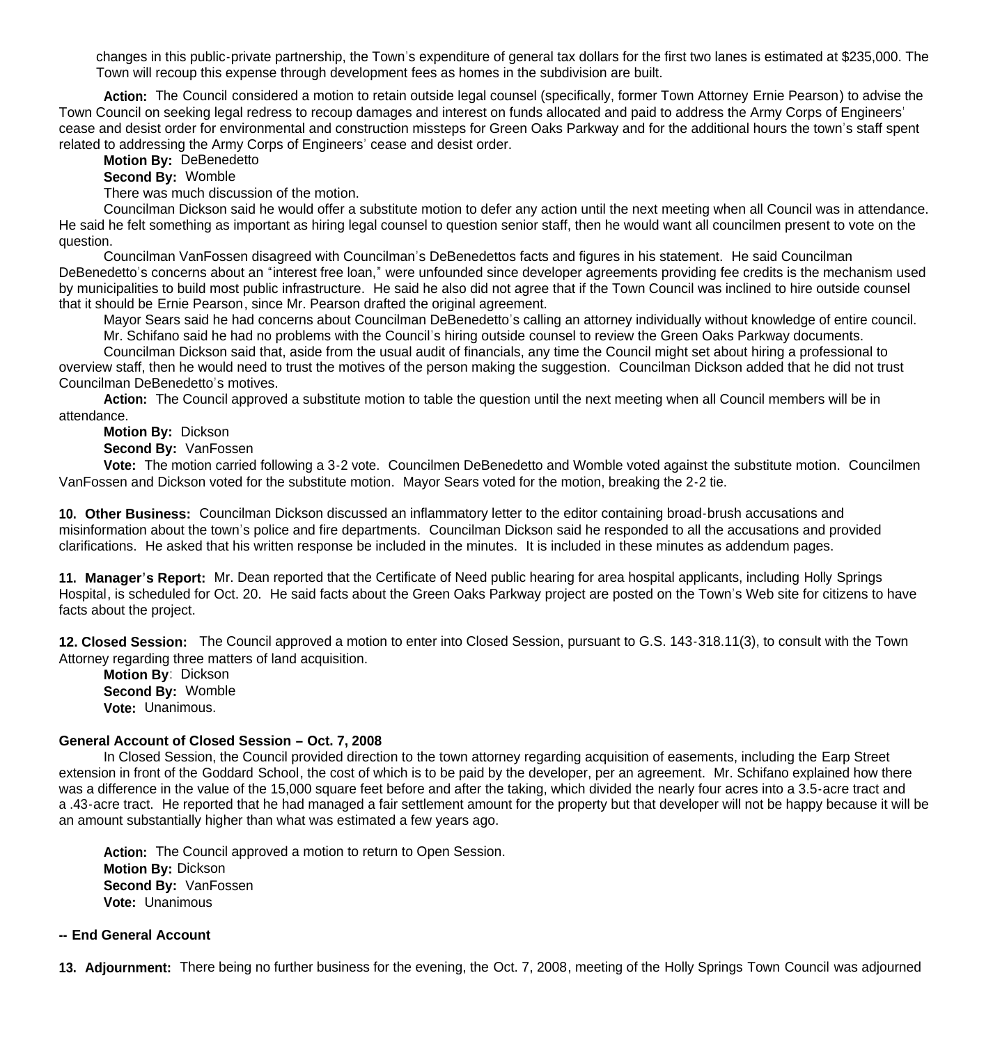changes in this public-private partnership, the Town's expenditure of general tax dollars for the first two lanes is estimated at $235,000. The Town will recoup this expense through development fees as homes in the subdivision are built.

**Action:** The Council considered a motion to retain outside legal counsel (specifically, former Town Attorney Ernie Pearson) to advise the Town Council on seeking legal redress to recoup damages and interest on funds allocated and paid to address the Army Corps of Engineers' cease and desist order for environmental and construction missteps for Green Oaks Parkway and for the additional hours the town's staff spent related to addressing the Army Corps of Engineers' cease and desist order.

**Motion By:** DeBenedetto

**Second By:** Womble

There was much discussion of the motion.

Councilman Dickson said he would offer a substitute motion to defer any action until the next meeting when all Council was in attendance. He said he felt something as important as hiring legal counsel to question senior staff, then he would want all councilmen present to vote on the question.

Councilman VanFossen disagreed with Councilman's DeBenedettos facts and figures in his statement. He said Councilman DeBenedetto's concerns about an "interest free loan," were unfounded since developer agreements providing fee credits is the mechanism used by municipalities to build most public infrastructure. He said he also did not agree that if the Town Council was inclined to hire outside counsel that it should be Ernie Pearson, since Mr. Pearson drafted the original agreement.

Mayor Sears said he had concerns about Councilman DeBenedetto's calling an attorney individually without knowledge of entire council.

Mr. Schifano said he had no problems with the Council's hiring outside counsel to review the Green Oaks Parkway documents.

Councilman Dickson said that, aside from the usual audit of financials, any time the Council might set about hiring a professional to overview staff, then he would need to trust the motives of the person making the suggestion. Councilman Dickson added that he did not trust Councilman DeBenedetto's motives.

**Action:** The Council approved a substitute motion to table the question until the next meeting when all Council members will be in attendance.

**Motion By:** Dickson

**Second By:** VanFossen

**Vote:** The motion carried following a 3-2 vote. Councilmen DeBenedetto and Womble voted against the substitute motion. Councilmen VanFossen and Dickson voted for the substitute motion. Mayor Sears voted for the motion, breaking the 2-2 tie.

**10. Other Business:** Councilman Dickson discussed an inflammatory letter to the editor containing broad-brush accusations and misinformation about the town's police and fire departments. Councilman Dickson said he responded to all the accusations and provided clarifications. He asked that his written response be included in the minutes. It is included in these minutes as addendum pages.

**11. Manager's Report:** Mr. Dean reported that the Certificate of Need public hearing for area hospital applicants, including Holly Springs Hospital, is scheduled for Oct. 20. He said facts about the Green Oaks Parkway project are posted on the Town's Web site for citizens to have facts about the project.

**12. Closed Session:** The Council approved a motion to enter into Closed Session, pursuant to G.S. 143-318.11(3), to consult with the Town Attorney regarding three matters of land acquisition.

**Motion By**: Dickson

**Second By:** Womble

**Vote:** Unanimous.

**General Account of Closed Session – Oct. 7, 2008**

In Closed Session, the Council provided direction to the town attorney regarding acquisition of easements, including the Earp Street extension in front of the Goddard School, the cost of which is to be paid by the developer, per an agreement. Mr. Schifano explained how there was a difference in the value of the 15,000 square feet before and after the taking, which divided the nearly four acres into a 3.5-acre tract and a .43-acre tract. He reported that he had managed a fair settlement amount for the property but that developer will not be happy because it will be an amount substantially higher than what was estimated a few years ago.

**Action:** The Council approved a motion to return to Open Session.

**Motion By:** Dickson

**Second By:** VanFossen

**Vote:** Unanimous

**-- End General Account**

**13. Adjournment:** There being no further business for the evening, the Oct. 7, 2008, meeting of the Holly Springs Town Council was adjourned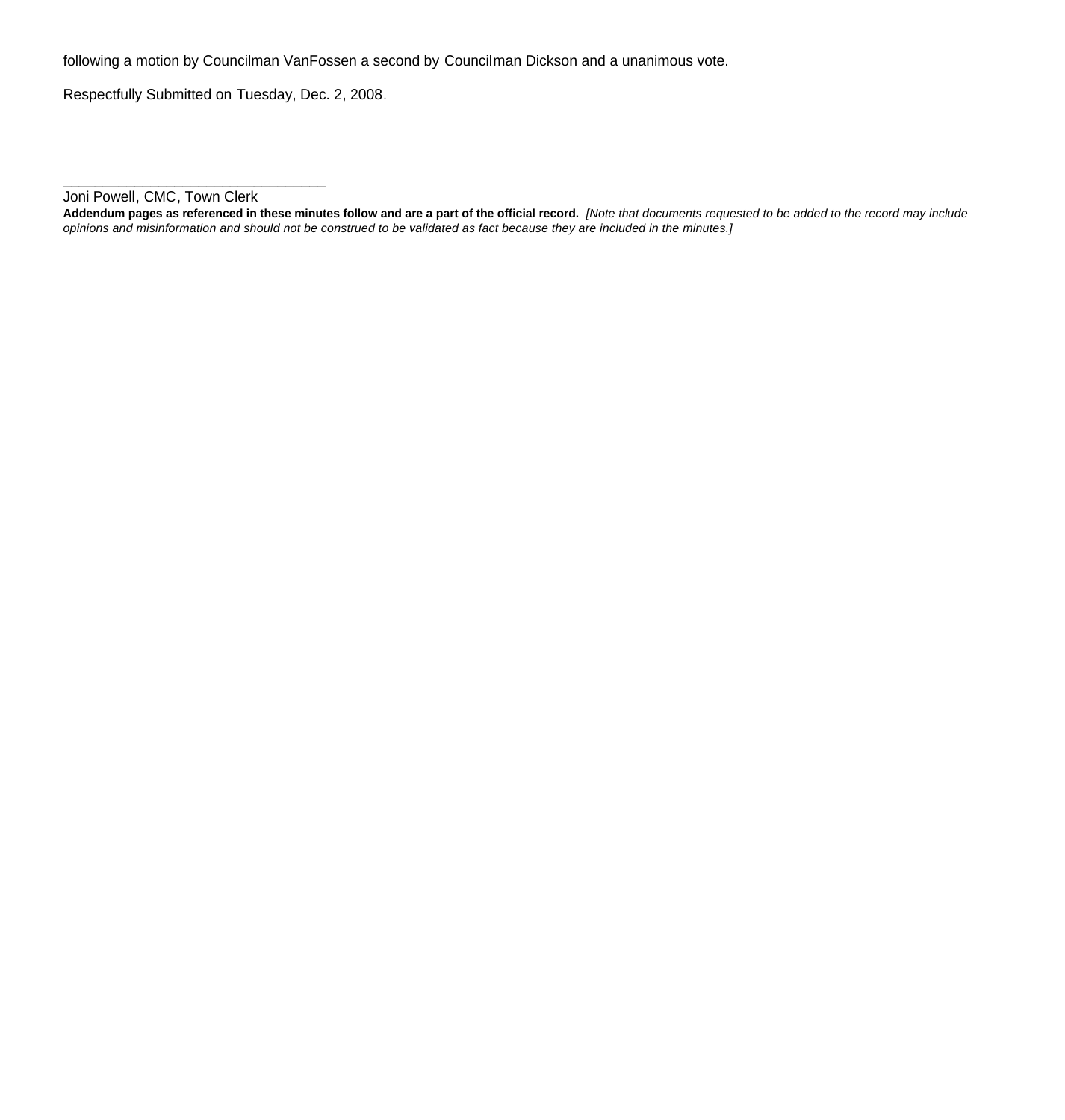following a motion by Councilman VanFossen a second by Councilman Dickson and a unanimous vote.

Respectfully Submitted on Tuesday, Dec. 2, 2008.

\_\_\_\_\_\_\_\_\_\_\_\_\_\_\_\_\_\_\_\_\_\_\_\_\_\_\_\_\_\_\_\_\_

Joni Powell, CMC, Town Clerk

**Addendum pages as referenced in these minutes follow and are a part of the official record.** *[Note that documents requested to be added to the record may include opinions and misinformation and should not be construed to be validated as fact because they are included in the minutes.]*